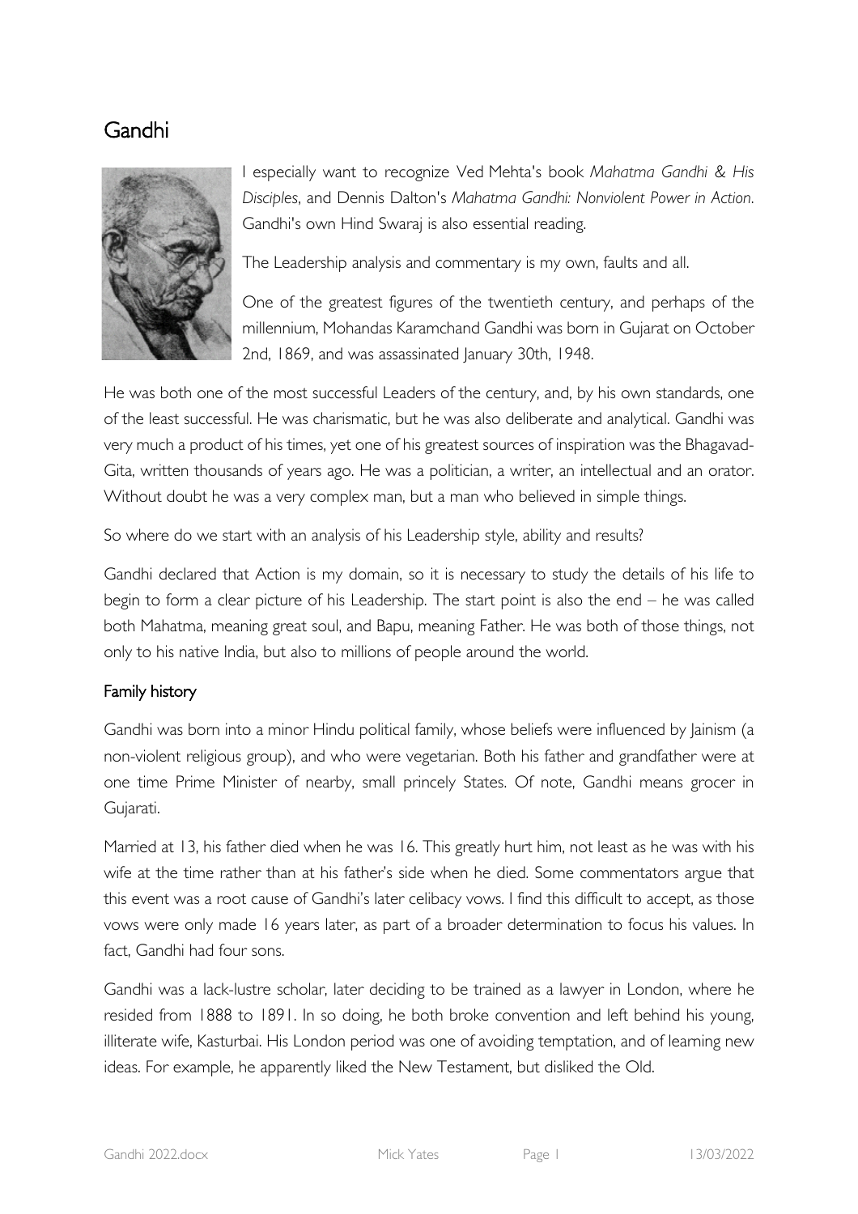# Gandhi

I especially want to recognize Ved Mehta's book *Mahatma Gandhi & His Disciples*, and Dennis Dalton's *Mahatma Gandhi: Nonviolent Power in Action*. Gandhi's own Hind Swaraj is also essential reading.

The Leadership analysis and commentary is my own, faults and all.

One of the greatest figures of the twentieth century, and perhaps of the millennium, Mohandas Karamchand Gandhi was born in Gujarat on October 2nd, 1869, and was assassinated January 30th, 1948.

He was both one of the most successful Leaders of the century, and, by his own standards, one of the least successful. He was charismatic, but he was also deliberate and analytical. Gandhi was very much a product of his times, yet one of his greatest sources of inspiration was the Bhagavad-Gita, written thousands of years ago. He was a politician, a writer, an intellectual and an orator. Without doubt he was a very complex man, but a man who believed in simple things.

So where do we start with an analysis of his Leadership style, ability and results?

Gandhi declared that Action is my domain, so it is necessary to study the details of his life to begin to form a clear picture of his Leadership. The start point is also the end – he was called both Mahatma, meaning great soul, and Bapu, meaning Father. He was both of those things, not only to his native India, but also to millions of people around the world.

## Family history

Gandhi was born into a minor Hindu political family, whose beliefs were influenced by Jainism (a non-violent religious group), and who were vegetarian. Both his father and grandfather were at one time Prime Minister of nearby, small princely States. Of note, Gandhi means grocer in Gujarati.

Married at 13, his father died when he was 16. This greatly hurt him, not least as he was with his wife at the time rather than at his father's side when he died. Some commentators argue that this event was a root cause of Gandhi's later celibacy vows. I find this difficult to accept, as those vows were only made 16 years later, as part of a broader determination to focus his values. In fact, Gandhi had four sons.

Gandhi was a lack-lustre scholar, later deciding to be trained as a lawyer in London, where he resided from 1888 to 1891. In so doing, he both broke convention and left behind his young, illiterate wife, Kasturbai. His London period was one of avoiding temptation, and of learning new ideas. For example, he apparently liked the New Testament, but disliked the Old.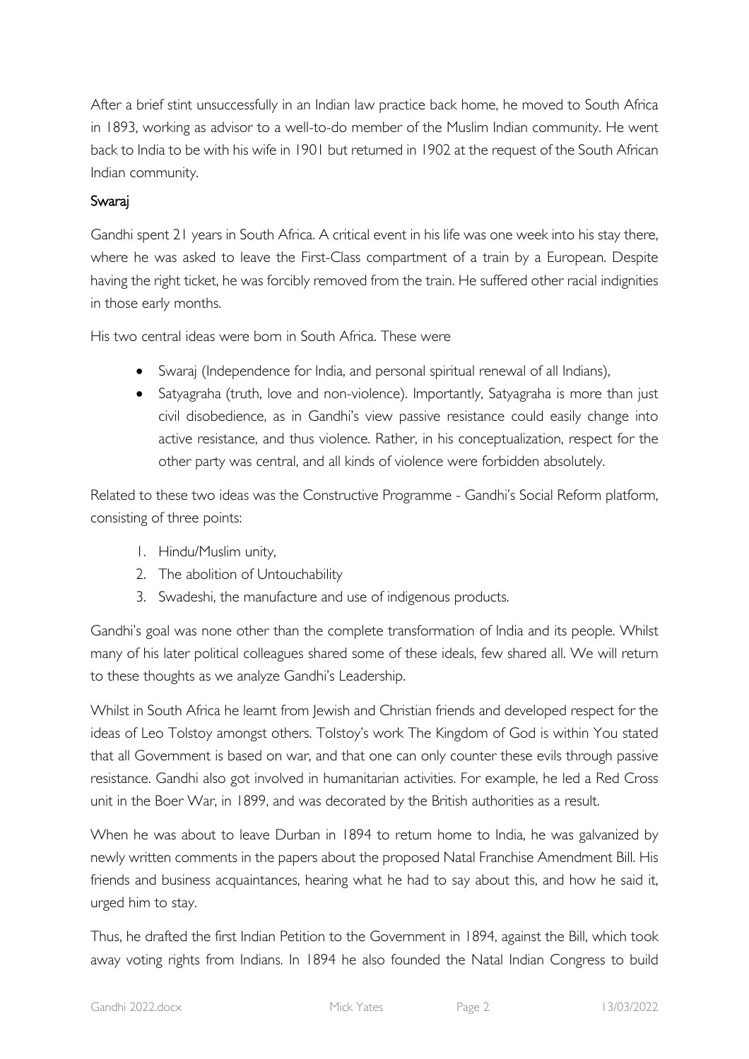After a brief stint unsuccessfully in an Indian law practice back home, he moved to South Africa in 1893, working as advisor to a well-to-do member of the Muslim Indian community. He went back to India to be with his wife in 1901 but returned in 1902 at the request of the South African Indian community.

## Swaraj

Gandhi spent 21 years in South Africa. A critical event in his life was one week into his stay there, where he was asked to leave the First-Class compartment of a train by a European. Despite having the right ticket, he was forcibly removed from the train. He suffered other racial indignities in those early months.

His two central ideas were born in South Africa. These were

- Swaraj (Independence for India, and personal spiritual renewal of all Indians),
- Satyagraha (truth, love and non-violence). Importantly, Satyagraha is more than just civil disobedience, as in Gandhi's view passive resistance could easily change into active resistance, and thus violence. Rather, in his conceptualization, respect for the other party was central, and all kinds of violence were forbidden absolutely.

Related to these two ideas was the Constructive Programme - Gandhi's Social Reform platform, consisting of three points:

1. Hindu/Muslim unity,
2. The abolition of Untouchability
3. Swadeshi, the manufacture and use of indigenous products.

Gandhi's goal was none other than the complete transformation of India and its people. Whilst many of his later political colleagues shared some of these ideals, few shared all. We will return to these thoughts as we analyze Gandhi's Leadership.

Whilst in South Africa he learnt from Jewish and Christian friends and developed respect for the ideas of Leo Tolstoy amongst others. Tolstoy's work The Kingdom of God is within You stated that all Government is based on war, and that one can only counter these evils through passive resistance. Gandhi also got involved in humanitarian activities. For example, he led a Red Cross unit in the Boer War, in 1899, and was decorated by the British authorities as a result.

When he was about to leave Durban in 1894 to return home to India, he was galvanized by newly written comments in the papers about the proposed Natal Franchise Amendment Bill. His friends and business acquaintances, hearing what he had to say about this, and how he said it, urged him to stay.

Thus, he drafted the first Indian Petition to the Government in 1894, against the Bill, which took away voting rights from Indians. In 1894 he also founded the Natal Indian Congress to build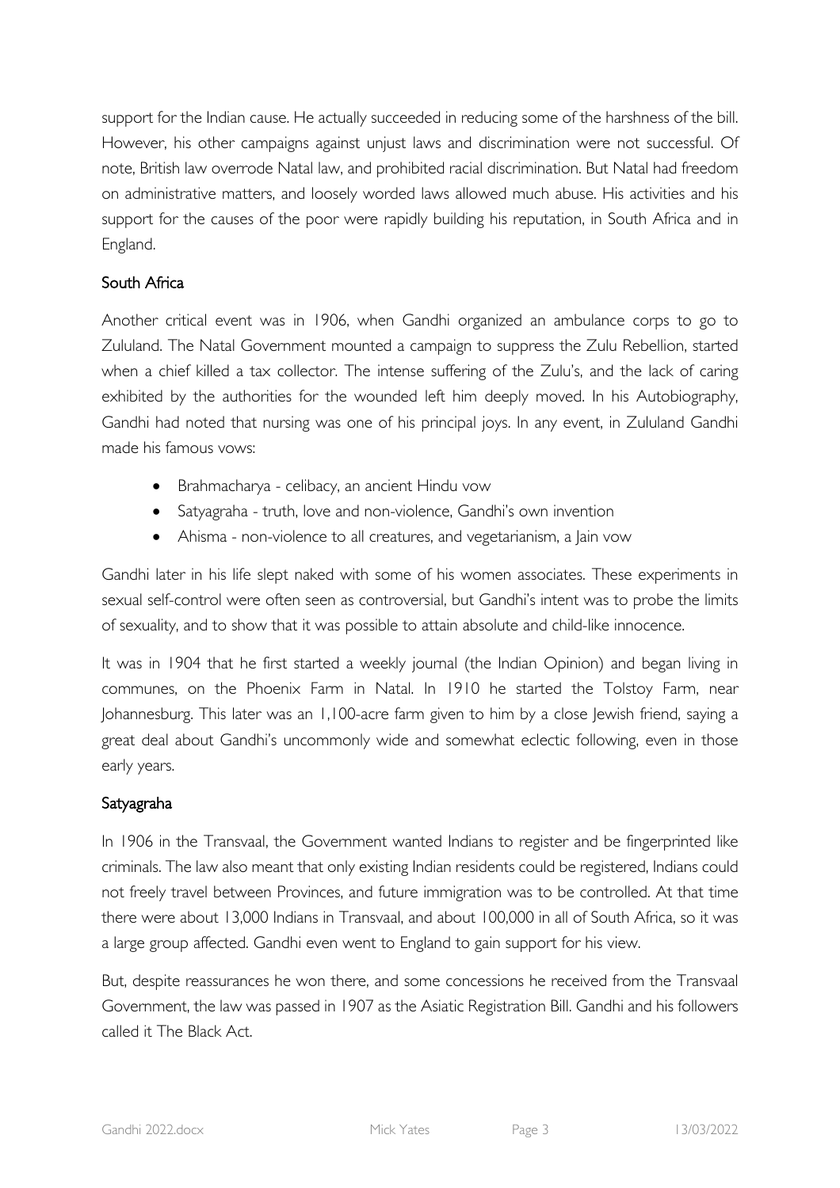support for the Indian cause. He actually succeeded in reducing some of the harshness of the bill. However, his other campaigns against unjust laws and discrimination were not successful. Of note, British law overrode Natal law, and prohibited racial discrimination. But Natal had freedom on administrative matters, and loosely worded laws allowed much abuse. His activities and his support for the causes of the poor were rapidly building his reputation, in South Africa and in England.

## South Africa

Another critical event was in 1906, when Gandhi organized an ambulance corps to go to Zululand. The Natal Government mounted a campaign to suppress the Zulu Rebellion, started when a chief killed a tax collector. The intense suffering of the Zulu's, and the lack of caring exhibited by the authorities for the wounded left him deeply moved. In his Autobiography, Gandhi had noted that nursing was one of his principal joys. In any event, in Zululand Gandhi made his famous vows:

- Brahmacharya - celibacy, an ancient Hindu vow
- Satyagraha - truth, love and non-violence, Gandhi's own invention
- Ahisma - non-violence to all creatures, and vegetarianism, a Jain vow

Gandhi later in his life slept naked with some of his women associates. These experiments in sexual self-control were often seen as controversial, but Gandhi's intent was to probe the limits of sexuality, and to show that it was possible to attain absolute and child-like innocence.

It was in 1904 that he first started a weekly journal (the Indian Opinion) and began living in communes, on the Phoenix Farm in Natal. In 1910 he started the Tolstoy Farm, near Johannesburg. This later was an 1,100-acre farm given to him by a close Jewish friend, saying a great deal about Gandhi's uncommonly wide and somewhat eclectic following, even in those early years.

## Satyagraha

In 1906 in the Transvaal, the Government wanted Indians to register and be fingerprinted like criminals. The law also meant that only existing Indian residents could be registered, Indians could not freely travel between Provinces, and future immigration was to be controlled. At that time there were about 13,000 Indians in Transvaal, and about 100,000 in all of South Africa, so it was a large group affected. Gandhi even went to England to gain support for his view.

But, despite reassurances he won there, and some concessions he received from the Transvaal Government, the law was passed in 1907 as the Asiatic Registration Bill. Gandhi and his followers called it The Black Act.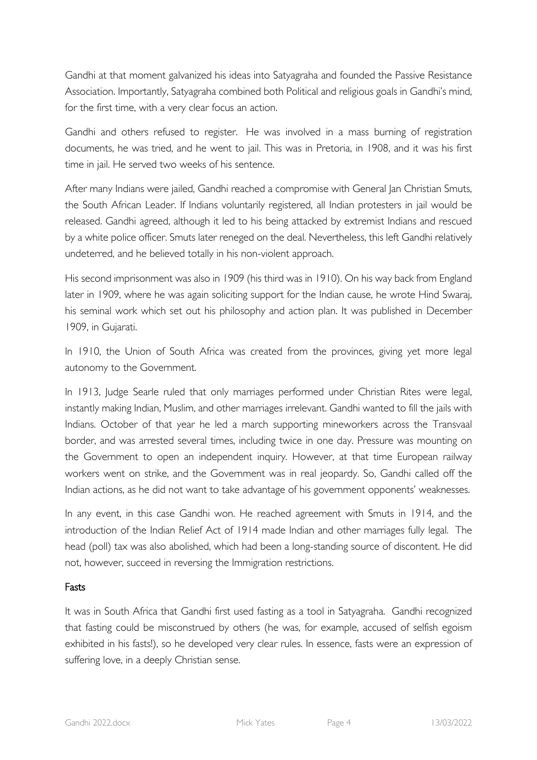Gandhi at that moment galvanized his ideas into Satyagraha and founded the Passive Resistance Association. Importantly, Satyagraha combined both Political and religious goals in Gandhi's mind, for the first time, with a very clear focus an action.

Gandhi and others refused to register. He was involved in a mass burning of registration documents, he was tried, and he went to jail. This was in Pretoria, in 1908, and it was his first time in jail. He served two weeks of his sentence.

After many Indians were jailed, Gandhi reached a compromise with General Jan Christian Smuts, the South African Leader. If Indians voluntarily registered, all Indian protesters in jail would be released. Gandhi agreed, although it led to his being attacked by extremist Indians and rescued by a white police officer. Smuts later reneged on the deal. Nevertheless, this left Gandhi relatively undeterred, and he believed totally in his non-violent approach.

His second imprisonment was also in 1909 (his third was in 1910). On his way back from England later in 1909, where he was again soliciting support for the Indian cause, he wrote Hind Swaraj, his seminal work which set out his philosophy and action plan. It was published in December 1909, in Gujarati.

In 1910, the Union of South Africa was created from the provinces, giving yet more legal autonomy to the Government.

In 1913, Judge Searle ruled that only marriages performed under Christian Rites were legal, instantly making Indian, Muslim, and other marriages irrelevant. Gandhi wanted to fill the jails with Indians. October of that year he led a march supporting mineworkers across the Transvaal border, and was arrested several times, including twice in one day. Pressure was mounting on the Government to open an independent inquiry. However, at that time European railway workers went on strike, and the Government was in real jeopardy. So, Gandhi called off the Indian actions, as he did not want to take advantage of his government opponents' weaknesses.

In any event, in this case Gandhi won. He reached agreement with Smuts in 1914, and the introduction of the Indian Relief Act of 1914 made Indian and other marriages fully legal. The head (poll) tax was also abolished, which had been a long-standing source of discontent. He did not, however, succeed in reversing the Immigration restrictions.

### Fasts

It was in South Africa that Gandhi first used fasting as a tool in Satyagraha. Gandhi recognized that fasting could be misconstrued by others (he was, for example, accused of selfish egoism exhibited in his fasts!), so he developed very clear rules. In essence, fasts were an expression of suffering love, in a deeply Christian sense.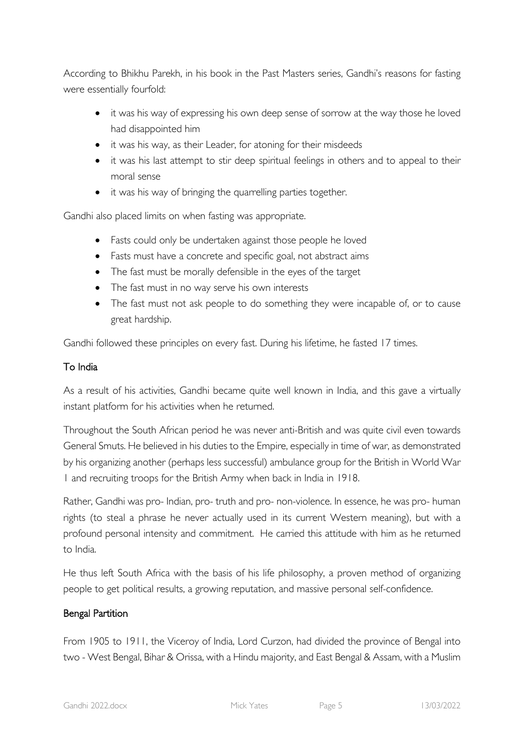According to Bhikhu Parekh, in his book in the Past Masters series, Gandhi's reasons for fasting were essentially fourfold:

- it was his way of expressing his own deep sense of sorrow at the way those he loved had disappointed him
- it was his way, as their Leader, for atoning for their misdeeds
- it was his last attempt to stir deep spiritual feelings in others and to appeal to their moral sense
- it was his way of bringing the quarrelling parties together.

Gandhi also placed limits on when fasting was appropriate.

- Fasts could only be undertaken against those people he loved
- Fasts must have a concrete and specific goal, not abstract aims
- The fast must be morally defensible in the eyes of the target
- The fast must in no way serve his own interests
- The fast must not ask people to do something they were incapable of, or to cause great hardship.

Gandhi followed these principles on every fast. During his lifetime, he fasted 17 times.

### To India

As a result of his activities, Gandhi became quite well known in India, and this gave a virtually instant platform for his activities when he returned.

Throughout the South African period he was never anti-British and was quite civil even towards General Smuts. He believed in his duties to the Empire, especially in time of war, as demonstrated by his organizing another (perhaps less successful) ambulance group for the British in World War 1 and recruiting troops for the British Army when back in India in 1918.

Rather, Gandhi was pro- Indian, pro- truth and pro- non-violence. In essence, he was pro- human rights (to steal a phrase he never actually used in its current Western meaning), but with a profound personal intensity and commitment. He carried this attitude with him as he returned to India.

He thus left South Africa with the basis of his life philosophy, a proven method of organizing people to get political results, a growing reputation, and massive personal self-confidence.

### Bengal Partition

From 1905 to 1911, the Viceroy of India, Lord Curzon, had divided the province of Bengal into two - West Bengal, Bihar & Orissa, with a Hindu majority, and East Bengal & Assam, with a Muslim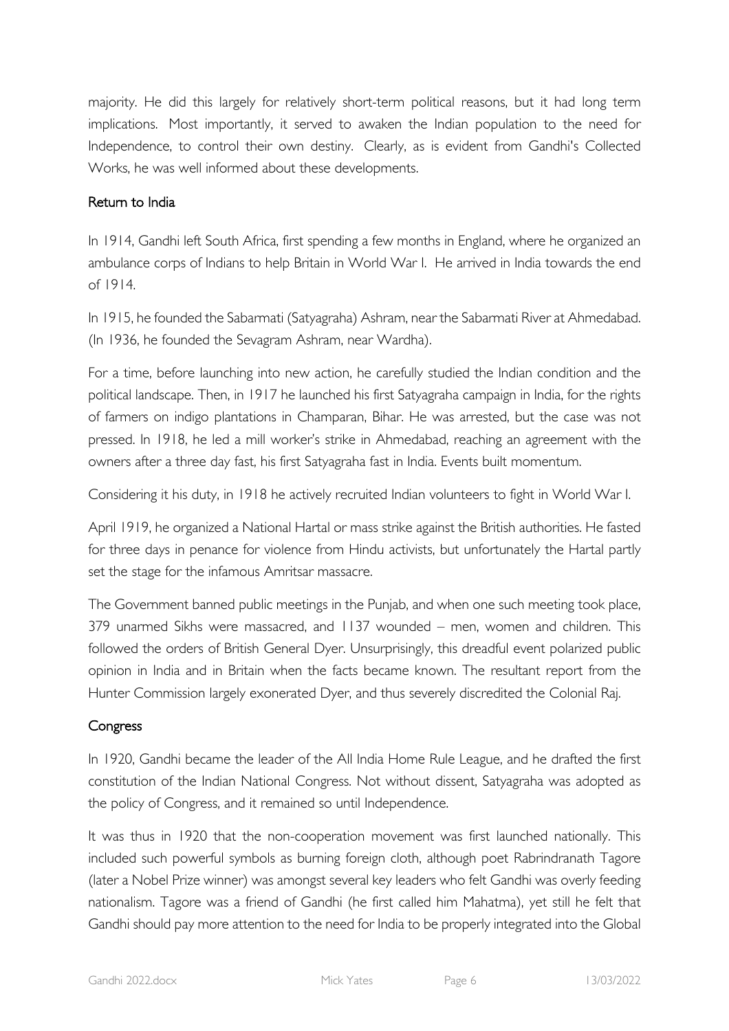majority. He did this largely for relatively short-term political reasons, but it had long term implications. Most importantly, it served to awaken the Indian population to the need for Independence, to control their own destiny. Clearly, as is evident from Gandhi's Collected Works, he was well informed about these developments.

## Return to India

In 1914, Gandhi left South Africa, first spending a few months in England, where he organized an ambulance corps of Indians to help Britain in World War I. He arrived in India towards the end of 1914.

In 1915, he founded the Sabarmati (Satyagraha) Ashram, near the Sabarmati River at Ahmedabad. (In 1936, he founded the Sevagram Ashram, near Wardha).

For a time, before launching into new action, he carefully studied the Indian condition and the political landscape. Then, in 1917 he launched his first Satyagraha campaign in India, for the rights of farmers on indigo plantations in Champaran, Bihar. He was arrested, but the case was not pressed. In 1918, he led a mill worker's strike in Ahmedabad, reaching an agreement with the owners after a three day fast, his first Satyagraha fast in India. Events built momentum.

Considering it his duty, in 1918 he actively recruited Indian volunteers to fight in World War I.

April 1919, he organized a National Hartal or mass strike against the British authorities. He fasted for three days in penance for violence from Hindu activists, but unfortunately the Hartal partly set the stage for the infamous Amritsar massacre.

The Government banned public meetings in the Punjab, and when one such meeting took place, 379 unarmed Sikhs were massacred, and 1137 wounded – men, women and children. This followed the orders of British General Dyer. Unsurprisingly, this dreadful event polarized public opinion in India and in Britain when the facts became known. The resultant report from the Hunter Commission largely exonerated Dyer, and thus severely discredited the Colonial Raj.

## Congress

In 1920, Gandhi became the leader of the All India Home Rule League, and he drafted the first constitution of the Indian National Congress. Not without dissent, Satyagraha was adopted as the policy of Congress, and it remained so until Independence.

It was thus in 1920 that the non-cooperation movement was first launched nationally. This included such powerful symbols as burning foreign cloth, although poet Rabrindranath Tagore (later a Nobel Prize winner) was amongst several key leaders who felt Gandhi was overly feeding nationalism. Tagore was a friend of Gandhi (he first called him Mahatma), yet still he felt that Gandhi should pay more attention to the need for India to be properly integrated into the Global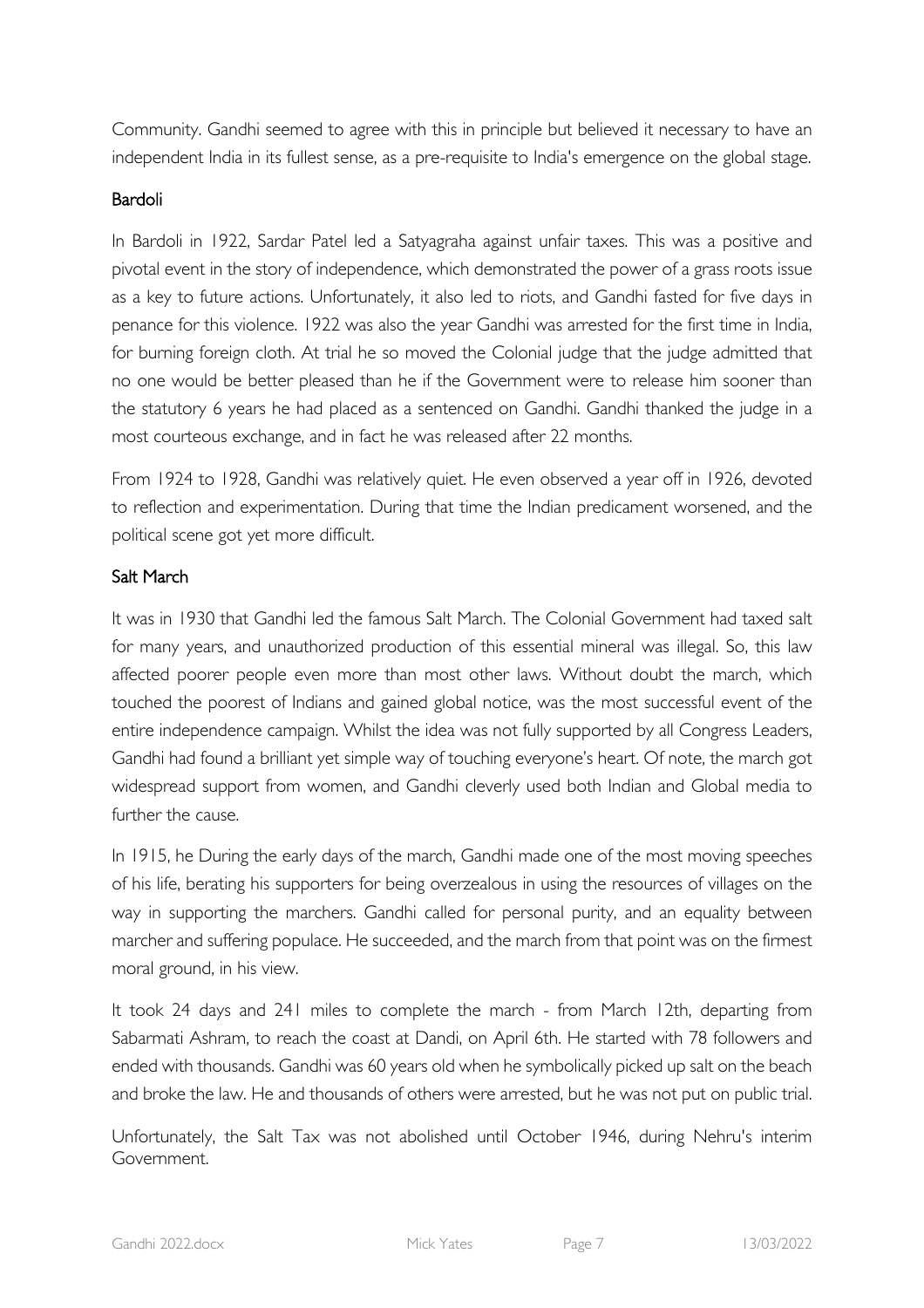Community. Gandhi seemed to agree with this in principle but believed it necessary to have an independent India in its fullest sense, as a pre-requisite to India's emergence on the global stage.

## Bardoli

In Bardoli in 1922, Sardar Patel led a Satyagraha against unfair taxes. This was a positive and pivotal event in the story of independence, which demonstrated the power of a grass roots issue as a key to future actions. Unfortunately, it also led to riots, and Gandhi fasted for five days in penance for this violence. 1922 was also the year Gandhi was arrested for the first time in India, for burning foreign cloth. At trial he so moved the Colonial judge that the judge admitted that no one would be better pleased than he if the Government were to release him sooner than the statutory 6 years he had placed as a sentenced on Gandhi. Gandhi thanked the judge in a most courteous exchange, and in fact he was released after 22 months.

From 1924 to 1928, Gandhi was relatively quiet. He even observed a year off in 1926, devoted to reflection and experimentation. During that time the Indian predicament worsened, and the political scene got yet more difficult.

## Salt March

It was in 1930 that Gandhi led the famous Salt March. The Colonial Government had taxed salt for many years, and unauthorized production of this essential mineral was illegal. So, this law affected poorer people even more than most other laws. Without doubt the march, which touched the poorest of Indians and gained global notice, was the most successful event of the entire independence campaign. Whilst the idea was not fully supported by all Congress Leaders, Gandhi had found a brilliant yet simple way of touching everyone's heart. Of note, the march got widespread support from women, and Gandhi cleverly used both Indian and Global media to further the cause.

In 1915, he During the early days of the march, Gandhi made one of the most moving speeches of his life, berating his supporters for being overzealous in using the resources of villages on the way in supporting the marchers. Gandhi called for personal purity, and an equality between marcher and suffering populace. He succeeded, and the march from that point was on the firmest moral ground, in his view.

It took 24 days and 241 miles to complete the march - from March 12th, departing from Sabarmati Ashram, to reach the coast at Dandi, on April 6th. He started with 78 followers and ended with thousands. Gandhi was 60 years old when he symbolically picked up salt on the beach and broke the law. He and thousands of others were arrested, but he was not put on public trial.

Unfortunately, the Salt Tax was not abolished until October 1946, during Nehru's interim Government.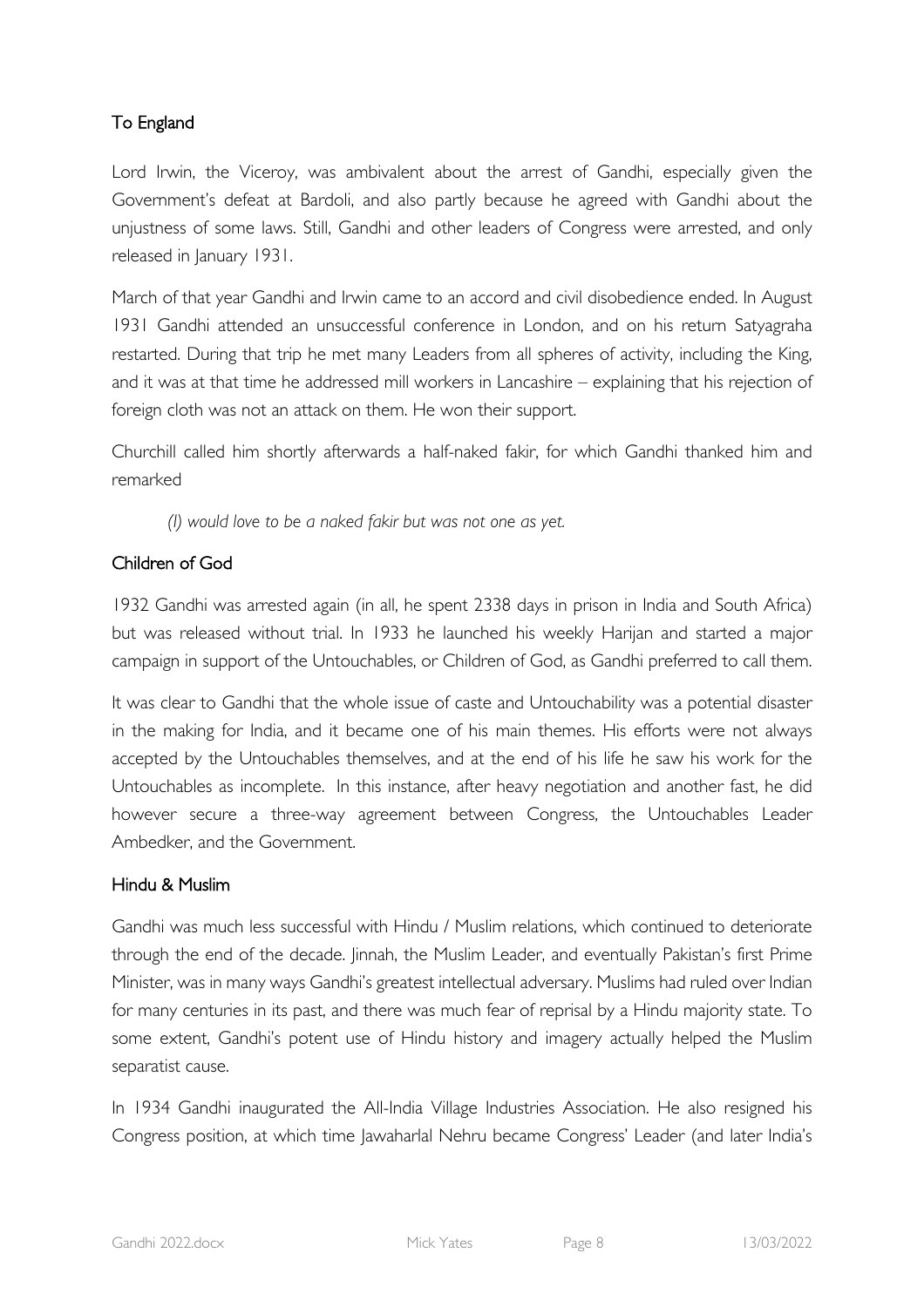## To England

Lord Irwin, the Viceroy, was ambivalent about the arrest of Gandhi, especially given the Government's defeat at Bardoli, and also partly because he agreed with Gandhi about the unjustness of some laws. Still, Gandhi and other leaders of Congress were arrested, and only released in January 1931.

March of that year Gandhi and Irwin came to an accord and civil disobedience ended. In August 1931 Gandhi attended an unsuccessful conference in London, and on his return Satyagraha restarted. During that trip he met many Leaders from all spheres of activity, including the King, and it was at that time he addressed mill workers in Lancashire – explaining that his rejection of foreign cloth was not an attack on them. He won their support.

Churchill called him shortly afterwards a half-naked fakir, for which Gandhi thanked him and remarked

> *(I) would love to be a naked fakir but was not one as yet.*

## Children of God

1932 Gandhi was arrested again (in all, he spent 2338 days in prison in India and South Africa) but was released without trial. In 1933 he launched his weekly Harijan and started a major campaign in support of the Untouchables, or Children of God, as Gandhi preferred to call them.

It was clear to Gandhi that the whole issue of caste and Untouchability was a potential disaster in the making for India, and it became one of his main themes. His efforts were not always accepted by the Untouchables themselves, and at the end of his life he saw his work for the Untouchables as incomplete. In this instance, after heavy negotiation and another fast, he did however secure a three-way agreement between Congress, the Untouchables Leader Ambedker, and the Government.

## Hindu & Muslim

Gandhi was much less successful with Hindu / Muslim relations, which continued to deteriorate through the end of the decade. Jinnah, the Muslim Leader, and eventually Pakistan's first Prime Minister, was in many ways Gandhi's greatest intellectual adversary. Muslims had ruled over Indian for many centuries in its past, and there was much fear of reprisal by a Hindu majority state. To some extent, Gandhi's potent use of Hindu history and imagery actually helped the Muslim separatist cause.

In 1934 Gandhi inaugurated the All-India Village Industries Association. He also resigned his Congress position, at which time Jawaharlal Nehru became Congress' Leader (and later India's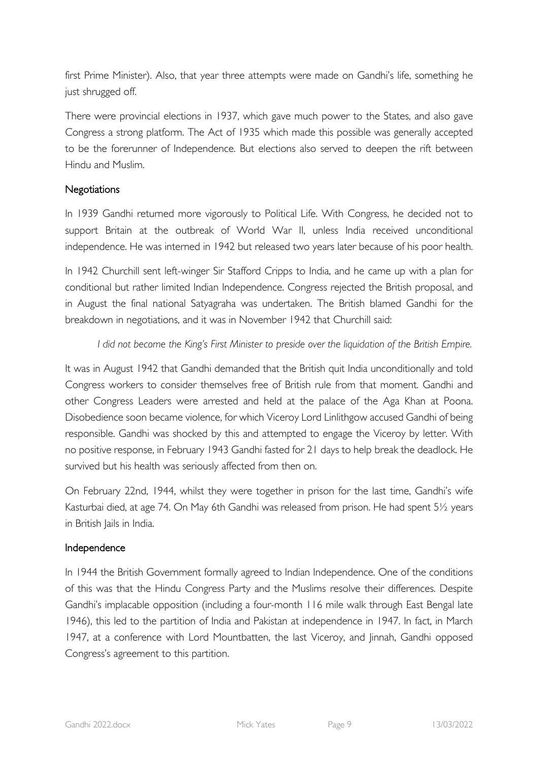first Prime Minister). Also, that year three attempts were made on Gandhi's life, something he just shrugged off.

There were provincial elections in 1937, which gave much power to the States, and also gave Congress a strong platform. The Act of 1935 which made this possible was generally accepted to be the forerunner of Independence. But elections also served to deepen the rift between Hindu and Muslim.

## Negotiations

In 1939 Gandhi returned more vigorously to Political Life. With Congress, he decided not to support Britain at the outbreak of World War II, unless India received unconditional independence. He was interned in 1942 but released two years later because of his poor health.

In 1942 Churchill sent left-winger Sir Stafford Cripps to India, and he came up with a plan for conditional but rather limited Indian Independence. Congress rejected the British proposal, and in August the final national Satyagraha was undertaken. The British blamed Gandhi for the breakdown in negotiations, and it was in November 1942 that Churchill said:

> *I did not become the King's First Minister to preside over the liquidation of the British Empire.*

It was in August 1942 that Gandhi demanded that the British quit India unconditionally and told Congress workers to consider themselves free of British rule from that moment. Gandhi and other Congress Leaders were arrested and held at the palace of the Aga Khan at Poona. Disobedience soon became violence, for which Viceroy Lord Linlithgow accused Gandhi of being responsible. Gandhi was shocked by this and attempted to engage the Viceroy by letter. With no positive response, in February 1943 Gandhi fasted for 21 days to help break the deadlock. He survived but his health was seriously affected from then on.

On February 22nd, 1944, whilst they were together in prison for the last time, Gandhi's wife Kasturbai died, at age 74. On May 6th Gandhi was released from prison. He had spent 5½ years in British Jails in India.

## Independence

In 1944 the British Government formally agreed to Indian Independence. One of the conditions of this was that the Hindu Congress Party and the Muslims resolve their differences. Despite Gandhi's implacable opposition (including a four-month 116 mile walk through East Bengal late 1946), this led to the partition of India and Pakistan at independence in 1947. In fact, in March 1947, at a conference with Lord Mountbatten, the last Viceroy, and Jinnah, Gandhi opposed Congress's agreement to this partition.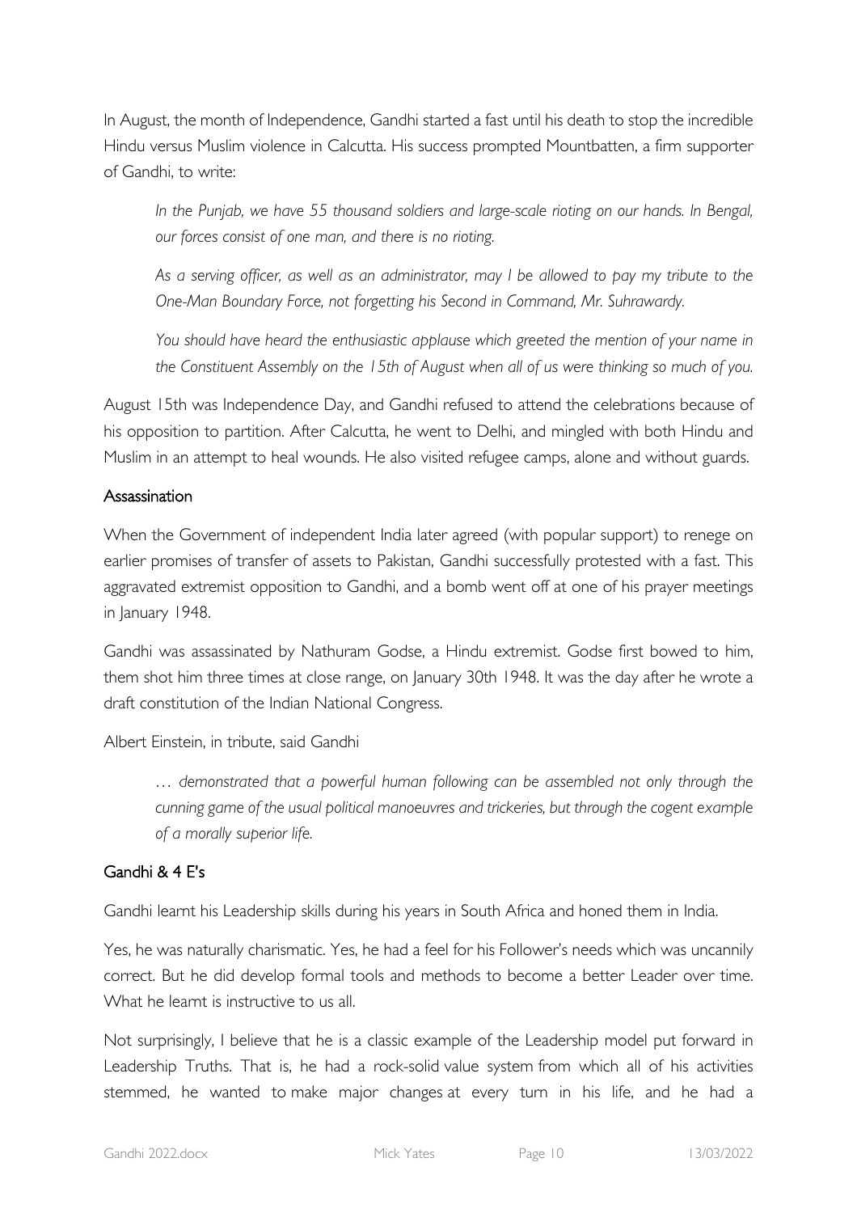In August, the month of Independence, Gandhi started a fast until his death to stop the incredible Hindu versus Muslim violence in Calcutta. His success prompted Mountbatten, a firm supporter of Gandhi, to write:

> *In the Punjab, we have 55 thousand soldiers and large-scale rioting on our hands. In Bengal, our forces consist of one man, and there is no rioting.*
>
> *As a serving officer, as well as an administrator, may I be allowed to pay my tribute to the One-Man Boundary Force, not forgetting his Second in Command, Mr. Suhrawardy.*
>
> *You should have heard the enthusiastic applause which greeted the mention of your name in the Constituent Assembly on the 15th of August when all of us were thinking so much of you.*

August 15th was Independence Day, and Gandhi refused to attend the celebrations because of his opposition to partition. After Calcutta, he went to Delhi, and mingled with both Hindu and Muslim in an attempt to heal wounds. He also visited refugee camps, alone and without guards.

## Assassination

When the Government of independent India later agreed (with popular support) to renege on earlier promises of transfer of assets to Pakistan, Gandhi successfully protested with a fast. This aggravated extremist opposition to Gandhi, and a bomb went off at one of his prayer meetings in January 1948.

Gandhi was assassinated by Nathuram Godse, a Hindu extremist. Godse first bowed to him, them shot him three times at close range, on January 30th 1948. It was the day after he wrote a draft constitution of the Indian National Congress.

Albert Einstein, in tribute, said Gandhi

> *… demonstrated that a powerful human following can be assembled not only through the cunning game of the usual political manoeuvres and trickeries, but through the cogent example of a morally superior life.*

## Gandhi & 4 E's

Gandhi learnt his Leadership skills during his years in South Africa and honed them in India.

Yes, he was naturally charismatic. Yes, he had a feel for his Follower's needs which was uncannily correct. But he did develop formal tools and methods to become a better Leader over time. What he learnt is instructive to us all.

Not surprisingly, I believe that he is a classic example of the Leadership model put forward in Leadership Truths. That is, he had a rock-solid value system from which all of his activities stemmed, he wanted to make major changes at every turn in his life, and he had a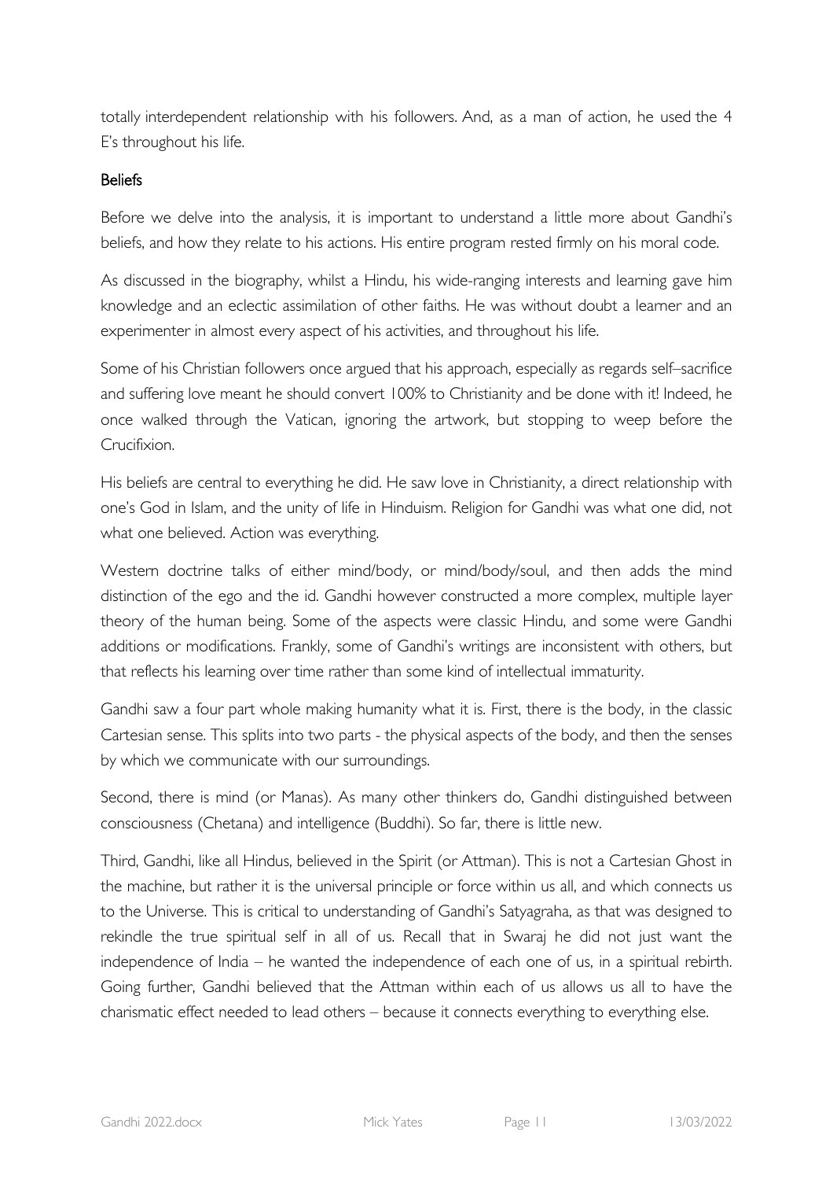totally interdependent relationship with his followers. And, as a man of action, he used the 4 E's throughout his life.

### Beliefs

Before we delve into the analysis, it is important to understand a little more about Gandhi's beliefs, and how they relate to his actions. His entire program rested firmly on his moral code.

As discussed in the biography, whilst a Hindu, his wide-ranging interests and learning gave him knowledge and an eclectic assimilation of other faiths. He was without doubt a learner and an experimenter in almost every aspect of his activities, and throughout his life.

Some of his Christian followers once argued that his approach, especially as regards self–sacrifice and suffering love meant he should convert 100% to Christianity and be done with it! Indeed, he once walked through the Vatican, ignoring the artwork, but stopping to weep before the Crucifixion.

His beliefs are central to everything he did. He saw love in Christianity, a direct relationship with one's God in Islam, and the unity of life in Hinduism. Religion for Gandhi was what one did, not what one believed. Action was everything.

Western doctrine talks of either mind/body, or mind/body/soul, and then adds the mind distinction of the ego and the id. Gandhi however constructed a more complex, multiple layer theory of the human being. Some of the aspects were classic Hindu, and some were Gandhi additions or modifications. Frankly, some of Gandhi's writings are inconsistent with others, but that reflects his learning over time rather than some kind of intellectual immaturity.

Gandhi saw a four part whole making humanity what it is. First, there is the body, in the classic Cartesian sense. This splits into two parts - the physical aspects of the body, and then the senses by which we communicate with our surroundings.

Second, there is mind (or Manas). As many other thinkers do, Gandhi distinguished between consciousness (Chetana) and intelligence (Buddhi). So far, there is little new.

Third, Gandhi, like all Hindus, believed in the Spirit (or Attman). This is not a Cartesian Ghost in the machine, but rather it is the universal principle or force within us all, and which connects us to the Universe. This is critical to understanding of Gandhi's Satyagraha, as that was designed to rekindle the true spiritual self in all of us. Recall that in Swaraj he did not just want the independence of India – he wanted the independence of each one of us, in a spiritual rebirth. Going further, Gandhi believed that the Attman within each of us allows us all to have the charismatic effect needed to lead others – because it connects everything to everything else.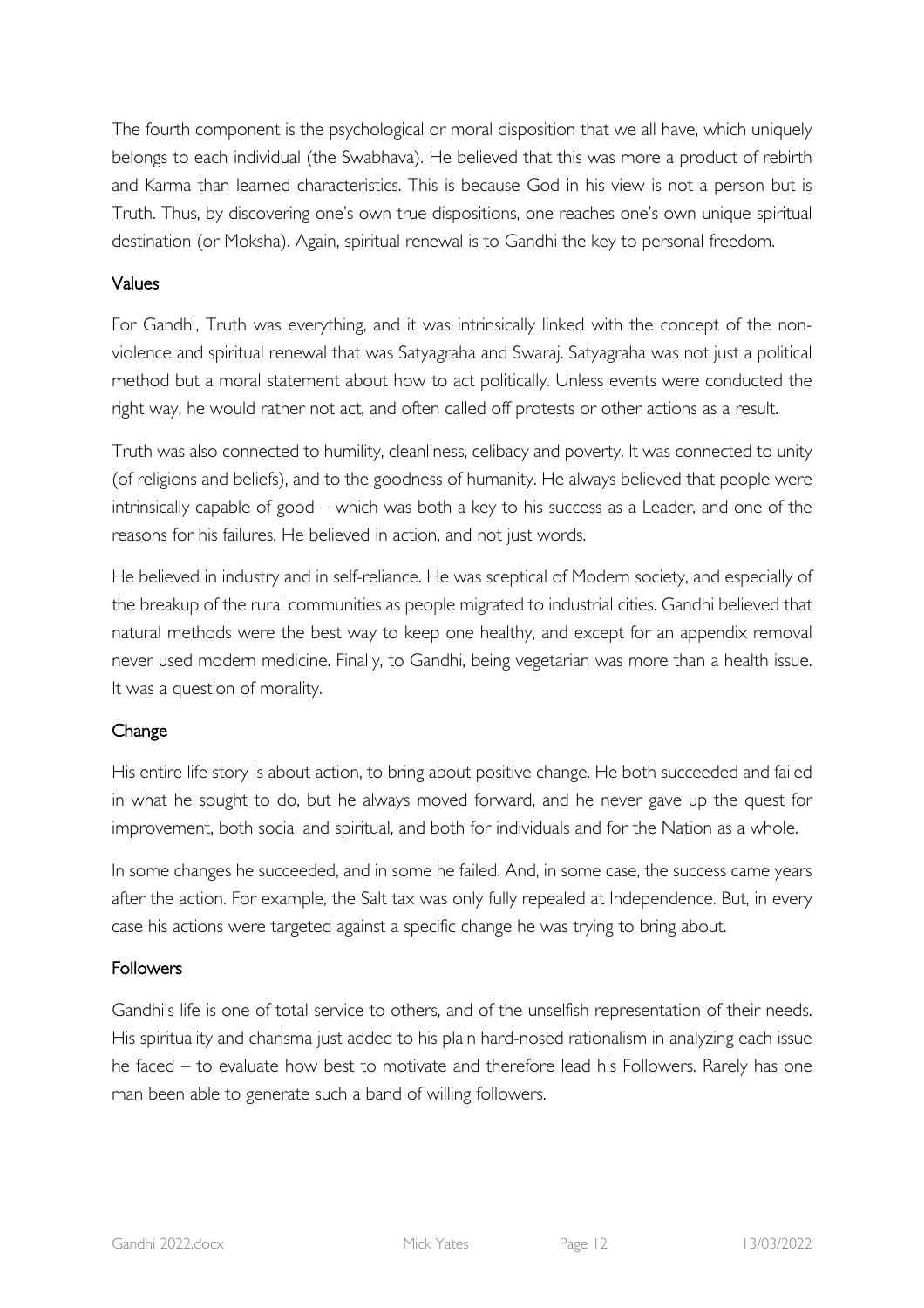The fourth component is the psychological or moral disposition that we all have, which uniquely belongs to each individual (the Swabhava). He believed that this was more a product of rebirth and Karma than learned characteristics. This is because God in his view is not a person but is Truth. Thus, by discovering one's own true dispositions, one reaches one's own unique spiritual destination (or Moksha). Again, spiritual renewal is to Gandhi the key to personal freedom.

## Values

For Gandhi, Truth was everything, and it was intrinsically linked with the concept of the non-violence and spiritual renewal that was Satyagraha and Swaraj. Satyagraha was not just a political method but a moral statement about how to act politically. Unless events were conducted the right way, he would rather not act, and often called off protests or other actions as a result.

Truth was also connected to humility, cleanliness, celibacy and poverty. It was connected to unity (of religions and beliefs), and to the goodness of humanity. He always believed that people were intrinsically capable of good – which was both a key to his success as a Leader, and one of the reasons for his failures. He believed in action, and not just words.

He believed in industry and in self-reliance. He was sceptical of Modern society, and especially of the breakup of the rural communities as people migrated to industrial cities. Gandhi believed that natural methods were the best way to keep one healthy, and except for an appendix removal never used modern medicine. Finally, to Gandhi, being vegetarian was more than a health issue. It was a question of morality.

## Change

His entire life story is about action, to bring about positive change. He both succeeded and failed in what he sought to do, but he always moved forward, and he never gave up the quest for improvement, both social and spiritual, and both for individuals and for the Nation as a whole.

In some changes he succeeded, and in some he failed. And, in some case, the success came years after the action. For example, the Salt tax was only fully repealed at Independence. But, in every case his actions were targeted against a specific change he was trying to bring about.

## Followers

Gandhi's life is one of total service to others, and of the unselfish representation of their needs. His spirituality and charisma just added to his plain hard-nosed rationalism in analyzing each issue he faced – to evaluate how best to motivate and therefore lead his Followers. Rarely has one man been able to generate such a band of willing followers.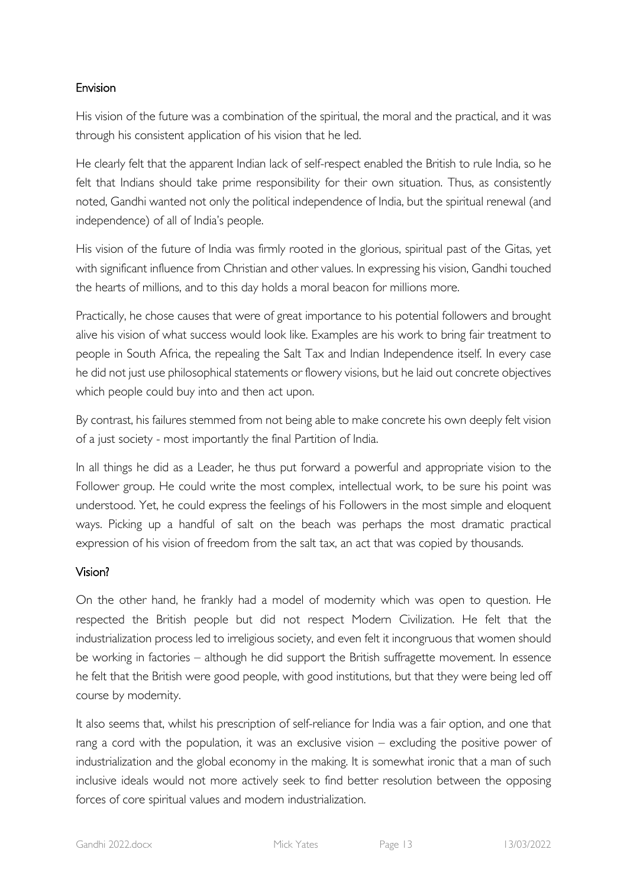## Envision

His vision of the future was a combination of the spiritual, the moral and the practical, and it was through his consistent application of his vision that he led.

He clearly felt that the apparent Indian lack of self-respect enabled the British to rule India, so he felt that Indians should take prime responsibility for their own situation. Thus, as consistently noted, Gandhi wanted not only the political independence of India, but the spiritual renewal (and independence) of all of India's people.

His vision of the future of India was firmly rooted in the glorious, spiritual past of the Gitas, yet with significant influence from Christian and other values. In expressing his vision, Gandhi touched the hearts of millions, and to this day holds a moral beacon for millions more.

Practically, he chose causes that were of great importance to his potential followers and brought alive his vision of what success would look like. Examples are his work to bring fair treatment to people in South Africa, the repealing the Salt Tax and Indian Independence itself. In every case he did not just use philosophical statements or flowery visions, but he laid out concrete objectives which people could buy into and then act upon.

By contrast, his failures stemmed from not being able to make concrete his own deeply felt vision of a just society - most importantly the final Partition of India.

In all things he did as a Leader, he thus put forward a powerful and appropriate vision to the Follower group. He could write the most complex, intellectual work, to be sure his point was understood. Yet, he could express the feelings of his Followers in the most simple and eloquent ways. Picking up a handful of salt on the beach was perhaps the most dramatic practical expression of his vision of freedom from the salt tax, an act that was copied by thousands.

## Vision?

On the other hand, he frankly had a model of modernity which was open to question. He respected the British people but did not respect Modern Civilization. He felt that the industrialization process led to irreligious society, and even felt it incongruous that women should be working in factories – although he did support the British suffragette movement. In essence he felt that the British were good people, with good institutions, but that they were being led off course by modernity.

It also seems that, whilst his prescription of self-reliance for India was a fair option, and one that rang a cord with the population, it was an exclusive vision – excluding the positive power of industrialization and the global economy in the making. It is somewhat ironic that a man of such inclusive ideals would not more actively seek to find better resolution between the opposing forces of core spiritual values and modern industrialization.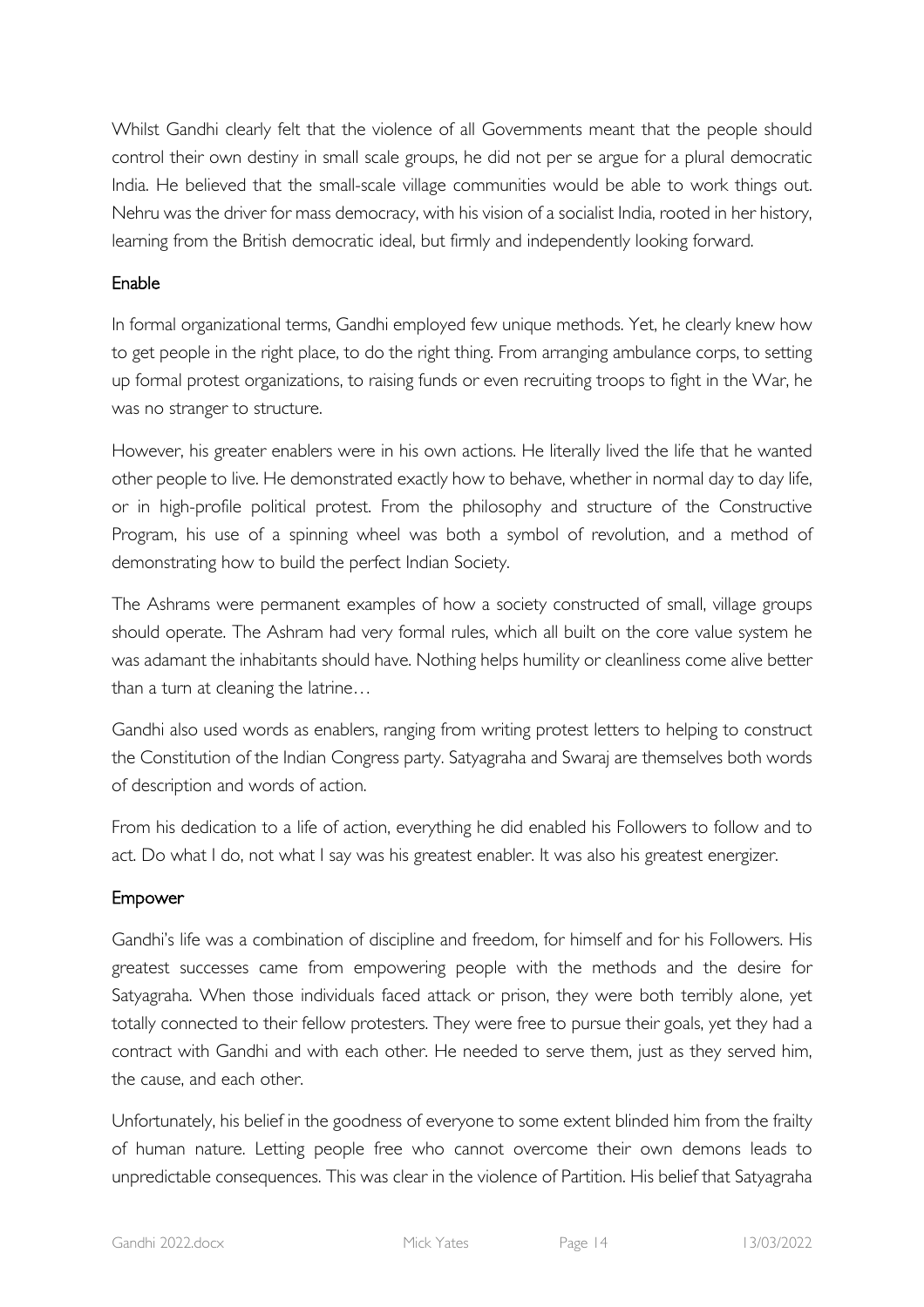Whilst Gandhi clearly felt that the violence of all Governments meant that the people should control their own destiny in small scale groups, he did not per se argue for a plural democratic India. He believed that the small-scale village communities would be able to work things out. Nehru was the driver for mass democracy, with his vision of a socialist India, rooted in her history, learning from the British democratic ideal, but firmly and independently looking forward.

### Enable

In formal organizational terms, Gandhi employed few unique methods. Yet, he clearly knew how to get people in the right place, to do the right thing. From arranging ambulance corps, to setting up formal protest organizations, to raising funds or even recruiting troops to fight in the War, he was no stranger to structure.

However, his greater enablers were in his own actions. He literally lived the life that he wanted other people to live. He demonstrated exactly how to behave, whether in normal day to day life, or in high-profile political protest. From the philosophy and structure of the Constructive Program, his use of a spinning wheel was both a symbol of revolution, and a method of demonstrating how to build the perfect Indian Society.

The Ashrams were permanent examples of how a society constructed of small, village groups should operate. The Ashram had very formal rules, which all built on the core value system he was adamant the inhabitants should have. Nothing helps humility or cleanliness come alive better than a turn at cleaning the latrine…

Gandhi also used words as enablers, ranging from writing protest letters to helping to construct the Constitution of the Indian Congress party. Satyagraha and Swaraj are themselves both words of description and words of action.

From his dedication to a life of action, everything he did enabled his Followers to follow and to act. Do what I do, not what I say was his greatest enabler. It was also his greatest energizer.

### Empower

Gandhi's life was a combination of discipline and freedom, for himself and for his Followers. His greatest successes came from empowering people with the methods and the desire for Satyagraha. When those individuals faced attack or prison, they were both terribly alone, yet totally connected to their fellow protesters. They were free to pursue their goals, yet they had a contract with Gandhi and with each other. He needed to serve them, just as they served him, the cause, and each other.

Unfortunately, his belief in the goodness of everyone to some extent blinded him from the frailty of human nature. Letting people free who cannot overcome their own demons leads to unpredictable consequences. This was clear in the violence of Partition. His belief that Satyagraha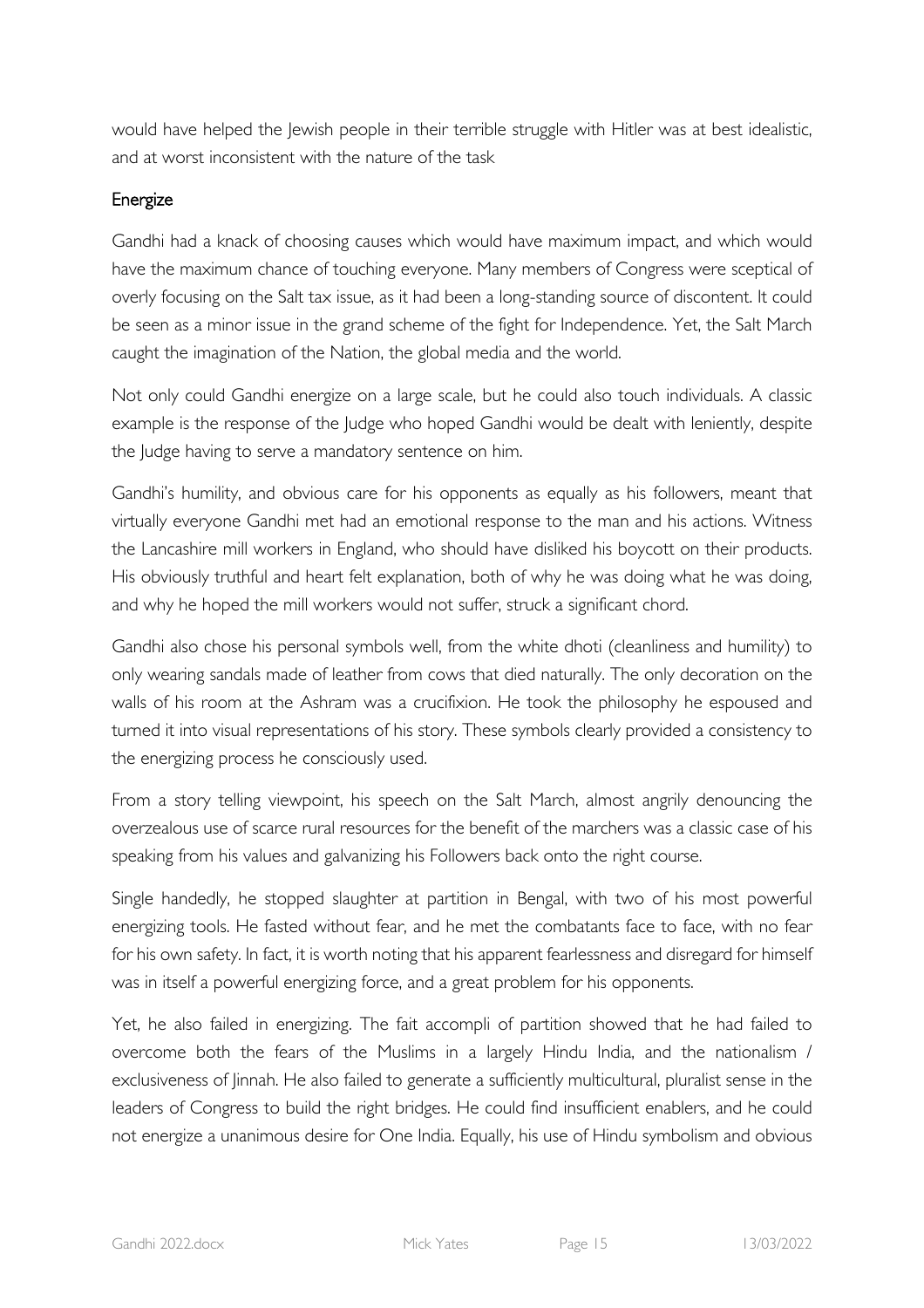would have helped the Jewish people in their terrible struggle with Hitler was at best idealistic, and at worst inconsistent with the nature of the task

## Energize

Gandhi had a knack of choosing causes which would have maximum impact, and which would have the maximum chance of touching everyone. Many members of Congress were sceptical of overly focusing on the Salt tax issue, as it had been a long-standing source of discontent. It could be seen as a minor issue in the grand scheme of the fight for Independence. Yet, the Salt March caught the imagination of the Nation, the global media and the world.

Not only could Gandhi energize on a large scale, but he could also touch individuals. A classic example is the response of the Judge who hoped Gandhi would be dealt with leniently, despite the Judge having to serve a mandatory sentence on him.

Gandhi's humility, and obvious care for his opponents as equally as his followers, meant that virtually everyone Gandhi met had an emotional response to the man and his actions. Witness the Lancashire mill workers in England, who should have disliked his boycott on their products. His obviously truthful and heart felt explanation, both of why he was doing what he was doing, and why he hoped the mill workers would not suffer, struck a significant chord.

Gandhi also chose his personal symbols well, from the white dhoti (cleanliness and humility) to only wearing sandals made of leather from cows that died naturally. The only decoration on the walls of his room at the Ashram was a crucifixion. He took the philosophy he espoused and turned it into visual representations of his story. These symbols clearly provided a consistency to the energizing process he consciously used.

From a story telling viewpoint, his speech on the Salt March, almost angrily denouncing the overzealous use of scarce rural resources for the benefit of the marchers was a classic case of his speaking from his values and galvanizing his Followers back onto the right course.

Single handedly, he stopped slaughter at partition in Bengal, with two of his most powerful energizing tools. He fasted without fear, and he met the combatants face to face, with no fear for his own safety. In fact, it is worth noting that his apparent fearlessness and disregard for himself was in itself a powerful energizing force, and a great problem for his opponents.

Yet, he also failed in energizing. The fait accompli of partition showed that he had failed to overcome both the fears of the Muslims in a largely Hindu India, and the nationalism / exclusiveness of Jinnah. He also failed to generate a sufficiently multicultural, pluralist sense in the leaders of Congress to build the right bridges. He could find insufficient enablers, and he could not energize a unanimous desire for One India. Equally, his use of Hindu symbolism and obvious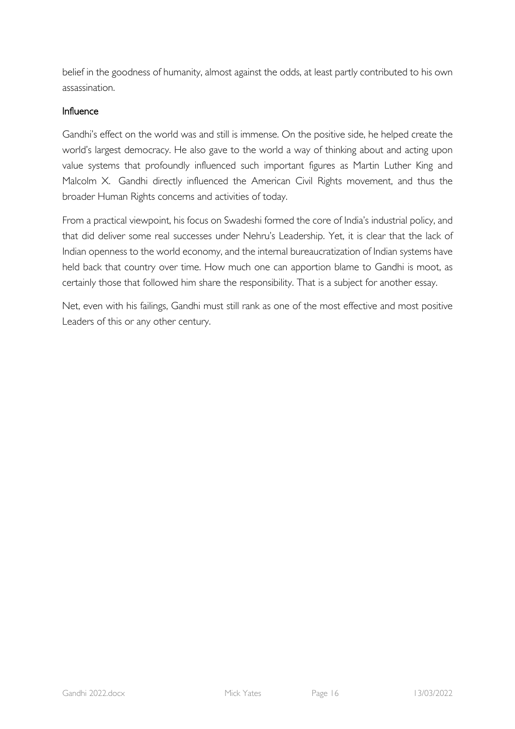belief in the goodness of humanity, almost against the odds, at least partly contributed to his own assassination.

### Influence

Gandhi's effect on the world was and still is immense. On the positive side, he helped create the world's largest democracy. He also gave to the world a way of thinking about and acting upon value systems that profoundly influenced such important figures as Martin Luther King and Malcolm X. Gandhi directly influenced the American Civil Rights movement, and thus the broader Human Rights concerns and activities of today.

From a practical viewpoint, his focus on Swadeshi formed the core of India's industrial policy, and that did deliver some real successes under Nehru's Leadership. Yet, it is clear that the lack of Indian openness to the world economy, and the internal bureaucratization of Indian systems have held back that country over time. How much one can apportion blame to Gandhi is moot, as certainly those that followed him share the responsibility. That is a subject for another essay.

Net, even with his failings, Gandhi must still rank as one of the most effective and most positive Leaders of this or any other century.